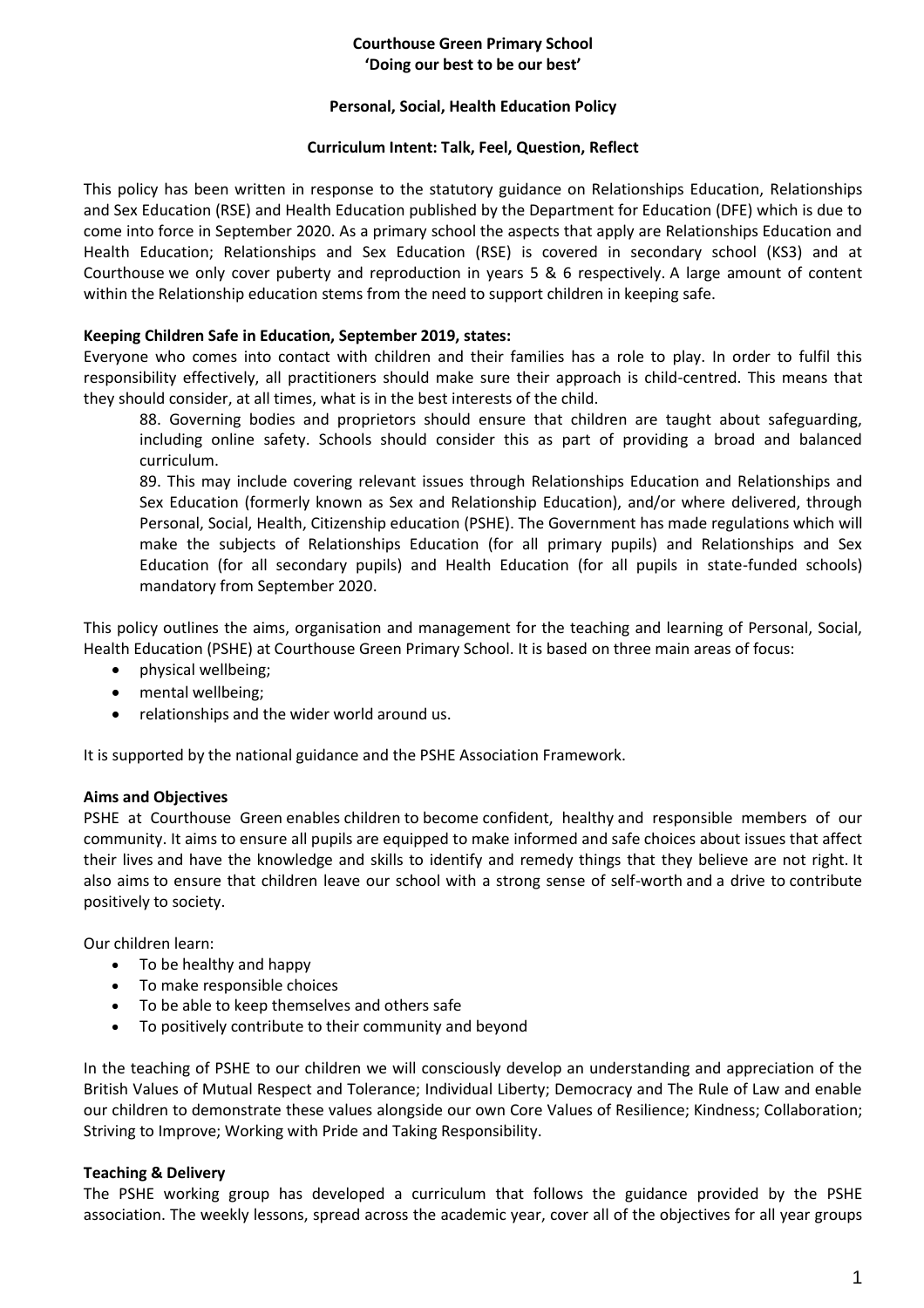**Courthouse Green Primary School**
**'Doing our best to be our best'**

**Personal, Social, Health Education Policy**

**Curriculum Intent: Talk, Feel, Question, Reflect**

This policy has been written in response to the statutory guidance on Relationships Education, Relationships and Sex Education (RSE) and Health Education published by the Department for Education (DFE) which is due to come into force in September 2020. As a primary school the aspects that apply are Relationships Education and Health Education; Relationships and Sex Education (RSE) is covered in secondary school (KS3) and at Courthouse we only cover puberty and reproduction in years 5 & 6 respectively. A large amount of content within the Relationship education stems from the need to support children in keeping safe.

**Keeping Children Safe in Education, September 2019, states:**
Everyone who comes into contact with children and their families has a role to play. In order to fulfil this responsibility effectively, all practitioners should make sure their approach is child-centred. This means that they should consider, at all times, what is in the best interests of the child.

> 88. Governing bodies and proprietors should ensure that children are taught about safeguarding, including online safety. Schools should consider this as part of providing a broad and balanced curriculum.
>
> 89. This may include covering relevant issues through Relationships Education and Relationships and Sex Education (formerly known as Sex and Relationship Education), and/or where delivered, through Personal, Social, Health, Citizenship education (PSHE). The Government has made regulations which will make the subjects of Relationships Education (for all primary pupils) and Relationships and Sex Education (for all secondary pupils) and Health Education (for all pupils in state-funded schools) mandatory from September 2020.

This policy outlines the aims, organisation and management for the teaching and learning of Personal, Social, Health Education (PSHE) at Courthouse Green Primary School. It is based on three main areas of focus:

- physical wellbeing;
- mental wellbeing;
- relationships and the wider world around us.

It is supported by the national guidance and the PSHE Association Framework.

**Aims and Objectives**
PSHE at Courthouse Green enables children to become confident, healthy and responsible members of our community. It aims to ensure all pupils are equipped to make informed and safe choices about issues that affect their lives and have the knowledge and skills to identify and remedy things that they believe are not right. It also aims to ensure that children leave our school with a strong sense of self-worth and a drive to contribute positively to society.

Our children learn:

- To be healthy and happy
- To make responsible choices
- To be able to keep themselves and others safe
- To positively contribute to their community and beyond

In the teaching of PSHE to our children we will consciously develop an understanding and appreciation of the British Values of Mutual Respect and Tolerance; Individual Liberty; Democracy and The Rule of Law and enable our children to demonstrate these values alongside our own Core Values of Resilience; Kindness; Collaboration; Striving to Improve; Working with Pride and Taking Responsibility.

**Teaching & Delivery**
The PSHE working group has developed a curriculum that follows the guidance provided by the PSHE association. The weekly lessons, spread across the academic year, cover all of the objectives for all year groups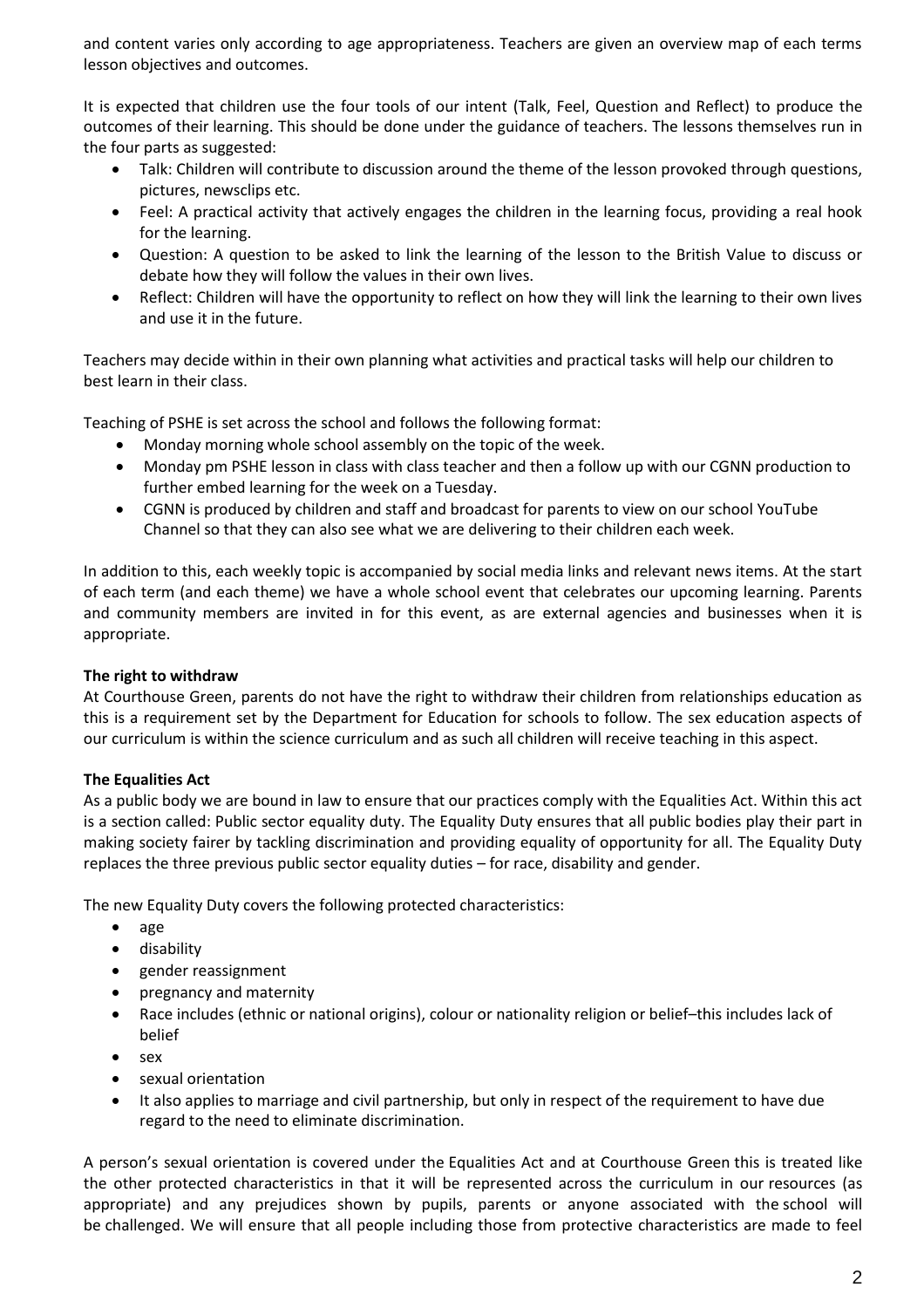and content varies only according to age appropriateness. Teachers are given an overview map of each terms lesson objectives and outcomes.

It is expected that children use the four tools of our intent (Talk, Feel, Question and Reflect) to produce the outcomes of their learning. This should be done under the guidance of teachers. The lessons themselves run in the four parts as suggested:

- Talk: Children will contribute to discussion around the theme of the lesson provoked through questions, pictures, newsclips etc.
- Feel: A practical activity that actively engages the children in the learning focus, providing a real hook for the learning.
- Question: A question to be asked to link the learning of the lesson to the British Value to discuss or debate how they will follow the values in their own lives.
- Reflect: Children will have the opportunity to reflect on how they will link the learning to their own lives and use it in the future.

Teachers may decide within in their own planning what activities and practical tasks will help our children to best learn in their class.

Teaching of PSHE is set across the school and follows the following format:

- Monday morning whole school assembly on the topic of the week.
- Monday pm PSHE lesson in class with class teacher and then a follow up with our CGNN production to further embed learning for the week on a Tuesday.
- CGNN is produced by children and staff and broadcast for parents to view on our school YouTube Channel so that they can also see what we are delivering to their children each week.

In addition to this, each weekly topic is accompanied by social media links and relevant news items. At the start of each term (and each theme) we have a whole school event that celebrates our upcoming learning. Parents and community members are invited in for this event, as are external agencies and businesses when it is appropriate.

**The right to withdraw**

At Courthouse Green, parents do not have the right to withdraw their children from relationships education as this is a requirement set by the Department for Education for schools to follow. The sex education aspects of our curriculum is within the science curriculum and as such all children will receive teaching in this aspect.

**The Equalities Act**

As a public body we are bound in law to ensure that our practices comply with the Equalities Act. Within this act is a section called: Public sector equality duty. The Equality Duty ensures that all public bodies play their part in making society fairer by tackling discrimination and providing equality of opportunity for all. The Equality Duty replaces the three previous public sector equality duties – for race, disability and gender.

The new Equality Duty covers the following protected characteristics:

- age
- disability
- gender reassignment
- pregnancy and maternity
- Race includes (ethnic or national origins), colour or nationality religion or belief–this includes lack of belief
- sex
- sexual orientation
- It also applies to marriage and civil partnership, but only in respect of the requirement to have due regard to the need to eliminate discrimination.

A person's sexual orientation is covered under the Equalities Act and at Courthouse Green this is treated like the other protected characteristics in that it will be represented across the curriculum in our resources (as appropriate) and any prejudices shown by pupils, parents or anyone associated with the school will be challenged. We will ensure that all people including those from protective characteristics are made to feel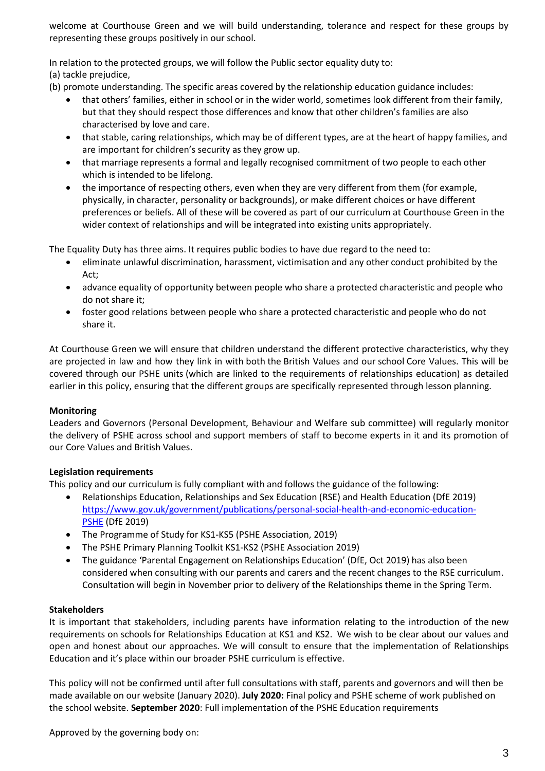welcome at Courthouse Green and we will build understanding, tolerance and respect for these groups by representing these groups positively in our school.

In relation to the protected groups, we will follow the Public sector equality duty to:
(a) tackle prejudice,
(b) promote understanding. The specific areas covered by the relationship education guidance includes:

- that others' families, either in school or in the wider world, sometimes look different from their family, but that they should respect those differences and know that other children's families are also characterised by love and care.
- that stable, caring relationships, which may be of different types, are at the heart of happy families, and are important for children's security as they grow up.
- that marriage represents a formal and legally recognised commitment of two people to each other which is intended to be lifelong.
- the importance of respecting others, even when they are very different from them (for example, physically, in character, personality or backgrounds), or make different choices or have different preferences or beliefs. All of these will be covered as part of our curriculum at Courthouse Green in the wider context of relationships and will be integrated into existing units appropriately.

The Equality Duty has three aims. It requires public bodies to have due regard to the need to:

- eliminate unlawful discrimination, harassment, victimisation and any other conduct prohibited by the Act;
- advance equality of opportunity between people who share a protected characteristic and people who do not share it;
- foster good relations between people who share a protected characteristic and people who do not share it.

At Courthouse Green we will ensure that children understand the different protective characteristics, why they are projected in law and how they link in with both the British Values and our school Core Values. This will be covered through our PSHE units (which are linked to the requirements of relationships education) as detailed earlier in this policy, ensuring that the different groups are specifically represented through lesson planning.

**Monitoring**
Leaders and Governors (Personal Development, Behaviour and Welfare sub committee) will regularly monitor the delivery of PSHE across school and support members of staff to become experts in it and its promotion of our Core Values and British Values.

**Legislation requirements**
This policy and our curriculum is fully compliant with and follows the guidance of the following:

- Relationships Education, Relationships and Sex Education (RSE) and Health Education (DfE 2019) [https://www.gov.uk/government/publications/personal-social-health-and-economic-education-PSHE](https://www.gov.uk/government/publications/personal-social-health-and-economic-education-PSHE) (DfE 2019)
- The Programme of Study for KS1-KS5 (PSHE Association, 2019)
- The PSHE Primary Planning Toolkit KS1-KS2 (PSHE Association 2019)
- The guidance 'Parental Engagement on Relationships Education' (DfE, Oct 2019) has also been considered when consulting with our parents and carers and the recent changes to the RSE curriculum. Consultation will begin in November prior to delivery of the Relationships theme in the Spring Term.

**Stakeholders**
It is important that stakeholders, including parents have information relating to the introduction of the new requirements on schools for Relationships Education at KS1 and KS2. We wish to be clear about our values and open and honest about our approaches. We will consult to ensure that the implementation of Relationships Education and it's place within our broader PSHE curriculum is effective.

This policy will not be confirmed until after full consultations with staff, parents and governors and will then be made available on our website (January 2020). **July 2020:** Final policy and PSHE scheme of work published on the school website. **September 2020**: Full implementation of the PSHE Education requirements

Approved by the governing body on: